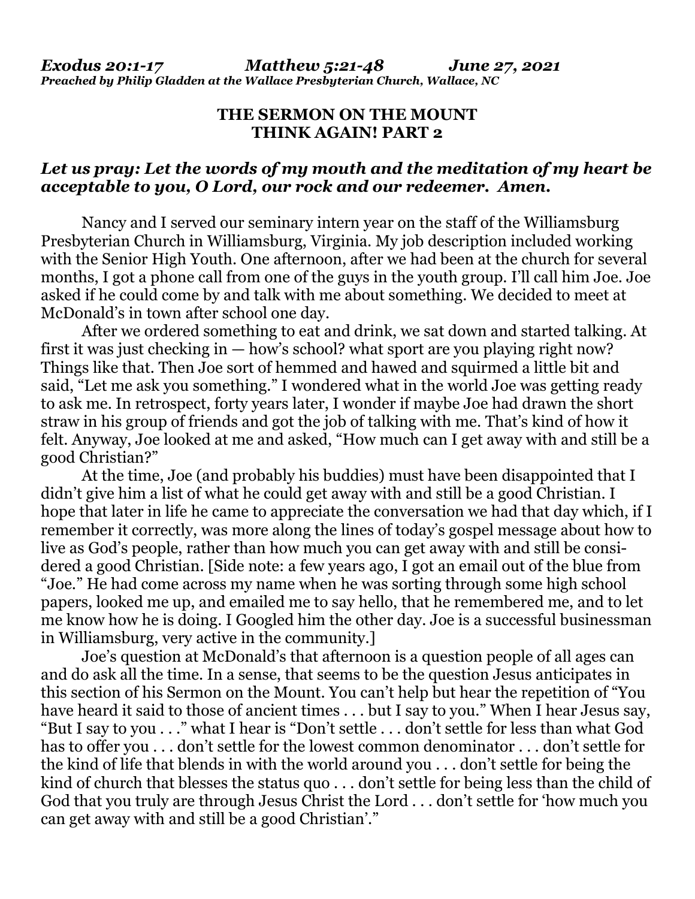***Exodus 20:1-17 Matthew 5:21-48 June 27, 2021***
***Preached by Philip Gladden at the Wallace Presbyterian Church, Wallace, NC***

**THE SERMON ON THE MOUNT**
**THINK AGAIN! PART 2**

***Let us pray: Let the words of my mouth and the meditation of my heart be acceptable to you, O Lord, our rock and our redeemer. Amen.***

Nancy and I served our seminary intern year on the staff of the Williamsburg Presbyterian Church in Williamsburg, Virginia. My job description included working with the Senior High Youth. One afternoon, after we had been at the church for several months, I got a phone call from one of the guys in the youth group. I'll call him Joe. Joe asked if he could come by and talk with me about something. We decided to meet at McDonald's in town after school one day.

After we ordered something to eat and drink, we sat down and started talking. At first it was just checking in — how's school? what sport are you playing right now? Things like that. Then Joe sort of hemmed and hawed and squirmed a little bit and said, "Let me ask you something." I wondered what in the world Joe was getting ready to ask me. In retrospect, forty years later, I wonder if maybe Joe had drawn the short straw in his group of friends and got the job of talking with me. That's kind of how it felt. Anyway, Joe looked at me and asked, "How much can I get away with and still be a good Christian?"

At the time, Joe (and probably his buddies) must have been disappointed that I didn't give him a list of what he could get away with and still be a good Christian. I hope that later in life he came to appreciate the conversation we had that day which, if I remember it correctly, was more along the lines of today's gospel message about how to live as God's people, rather than how much you can get away with and still be considered a good Christian. [Side note: a few years ago, I got an email out of the blue from "Joe." He had come across my name when he was sorting through some high school papers, looked me up, and emailed me to say hello, that he remembered me, and to let me know how he is doing. I Googled him the other day. Joe is a successful businessman in Williamsburg, very active in the community.]

Joe's question at McDonald's that afternoon is a question people of all ages can and do ask all the time. In a sense, that seems to be the question Jesus anticipates in this section of his Sermon on the Mount. You can't help but hear the repetition of "You have heard it said to those of ancient times . . . but I say to you." When I hear Jesus say, "But I say to you . . ." what I hear is "Don't settle . . . don't settle for less than what God has to offer you . . . don't settle for the lowest common denominator . . . don't settle for the kind of life that blends in with the world around you . . . don't settle for being the kind of church that blesses the status quo . . . don't settle for being less than the child of God that you truly are through Jesus Christ the Lord . . . don't settle for 'how much you can get away with and still be a good Christian'."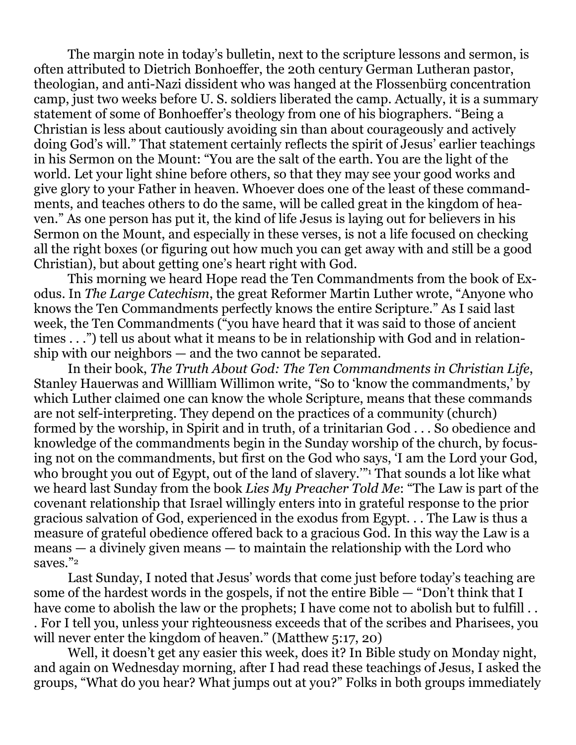The margin note in today's bulletin, next to the scripture lessons and sermon, is often attributed to Dietrich Bonhoeffer, the 20th century German Lutheran pastor, theologian, and anti-Nazi dissident who was hanged at the Flossenbürg concentration camp, just two weeks before U. S. soldiers liberated the camp. Actually, it is a summary statement of some of Bonhoeffer's theology from one of his biographers. "Being a Christian is less about cautiously avoiding sin than about courageously and actively doing God's will." That statement certainly reflects the spirit of Jesus' earlier teachings in his Sermon on the Mount: "You are the salt of the earth. You are the light of the world. Let your light shine before others, so that they may see your good works and give glory to your Father in heaven. Whoever does one of the least of these commandments, and teaches others to do the same, will be called great in the kingdom of heaven." As one person has put it, the kind of life Jesus is laying out for believers in his Sermon on the Mount, and especially in these verses, is not a life focused on checking all the right boxes (or figuring out how much you can get away with and still be a good Christian), but about getting one's heart right with God.

This morning we heard Hope read the Ten Commandments from the book of Exodus. In *The Large Catechism*, the great Reformer Martin Luther wrote, "Anyone who knows the Ten Commandments perfectly knows the entire Scripture." As I said last week, the Ten Commandments ("you have heard that it was said to those of ancient times . . .") tell us about what it means to be in relationship with God and in relationship with our neighbors — and the two cannot be separated.

In their book, *The Truth About God: The Ten Commandments in Christian Life*, Stanley Hauerwas and Willliam Willimon write, "So to 'know the commandments,' by which Luther claimed one can know the whole Scripture, means that these commands are not self-interpreting. They depend on the practices of a community (church) formed by the worship, in Spirit and in truth, of a trinitarian God . . . So obedience and knowledge of the commandments begin in the Sunday worship of the church, by focusing not on the commandments, but first on the God who says, 'I am the Lord your God, who brought you out of Egypt, out of the land of slavery.'"[1] That sounds a lot like what we heard last Sunday from the book *Lies My Preacher Told Me*: "The Law is part of the covenant relationship that Israel willingly enters into in grateful response to the prior gracious salvation of God, experienced in the exodus from Egypt. . . The Law is thus a measure of grateful obedience offered back to a gracious God. In this way the Law is a means — a divinely given means — to maintain the relationship with the Lord who saves."[2]

Last Sunday, I noted that Jesus' words that come just before today's teaching are some of the hardest words in the gospels, if not the entire Bible — "Don't think that I have come to abolish the law or the prophets; I have come not to abolish but to fulfill . . . For I tell you, unless your righteousness exceeds that of the scribes and Pharisees, you will never enter the kingdom of heaven." (Matthew 5:17, 20)

Well, it doesn't get any easier this week, does it? In Bible study on Monday night, and again on Wednesday morning, after I had read these teachings of Jesus, I asked the groups, "What do you hear? What jumps out at you?" Folks in both groups immediately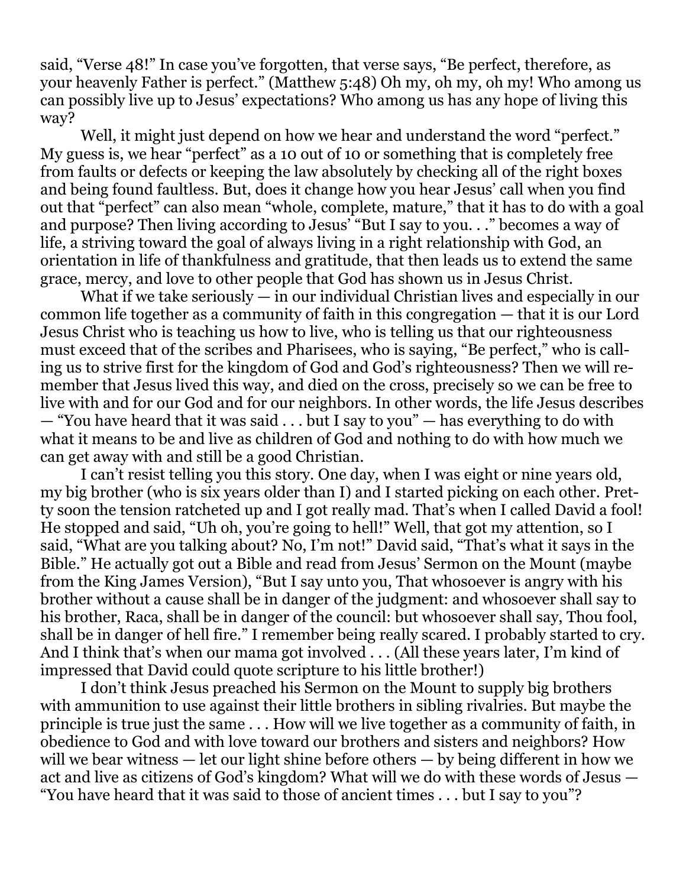said, "Verse 48!" In case you've forgotten, that verse says, "Be perfect, therefore, as your heavenly Father is perfect." (Matthew 5:48) Oh my, oh my, oh my! Who among us can possibly live up to Jesus' expectations? Who among us has any hope of living this way?

Well, it might just depend on how we hear and understand the word "perfect." My guess is, we hear "perfect" as a 10 out of 10 or something that is completely free from faults or defects or keeping the law absolutely by checking all of the right boxes and being found faultless. But, does it change how you hear Jesus' call when you find out that "perfect" can also mean "whole, complete, mature," that it has to do with a goal and purpose? Then living according to Jesus' "But I say to you. . ." becomes a way of life, a striving toward the goal of always living in a right relationship with God, an orientation in life of thankfulness and gratitude, that then leads us to extend the same grace, mercy, and love to other people that God has shown us in Jesus Christ.

What if we take seriously — in our individual Christian lives and especially in our common life together as a community of faith in this congregation — that it is our Lord Jesus Christ who is teaching us how to live, who is telling us that our righteousness must exceed that of the scribes and Pharisees, who is saying, "Be perfect," who is calling us to strive first for the kingdom of God and God's righteousness? Then we will remember that Jesus lived this way, and died on the cross, precisely so we can be free to live with and for our God and for our neighbors. In other words, the life Jesus describes — "You have heard that it was said . . . but I say to you" — has everything to do with what it means to be and live as children of God and nothing to do with how much we can get away with and still be a good Christian.

I can't resist telling you this story. One day, when I was eight or nine years old, my big brother (who is six years older than I) and I started picking on each other. Pretty soon the tension ratcheted up and I got really mad. That's when I called David a fool! He stopped and said, "Uh oh, you're going to hell!" Well, that got my attention, so I said, "What are you talking about? No, I'm not!" David said, "That's what it says in the Bible." He actually got out a Bible and read from Jesus' Sermon on the Mount (maybe from the King James Version), "But I say unto you, That whosoever is angry with his brother without a cause shall be in danger of the judgment: and whosoever shall say to his brother, Raca, shall be in danger of the council: but whosoever shall say, Thou fool, shall be in danger of hell fire." I remember being really scared. I probably started to cry. And I think that's when our mama got involved . . . (All these years later, I'm kind of impressed that David could quote scripture to his little brother!)

I don't think Jesus preached his Sermon on the Mount to supply big brothers with ammunition to use against their little brothers in sibling rivalries. But maybe the principle is true just the same . . . How will we live together as a community of faith, in obedience to God and with love toward our brothers and sisters and neighbors? How will we bear witness — let our light shine before others — by being different in how we act and live as citizens of God's kingdom? What will we do with these words of Jesus — "You have heard that it was said to those of ancient times . . . but I say to you"?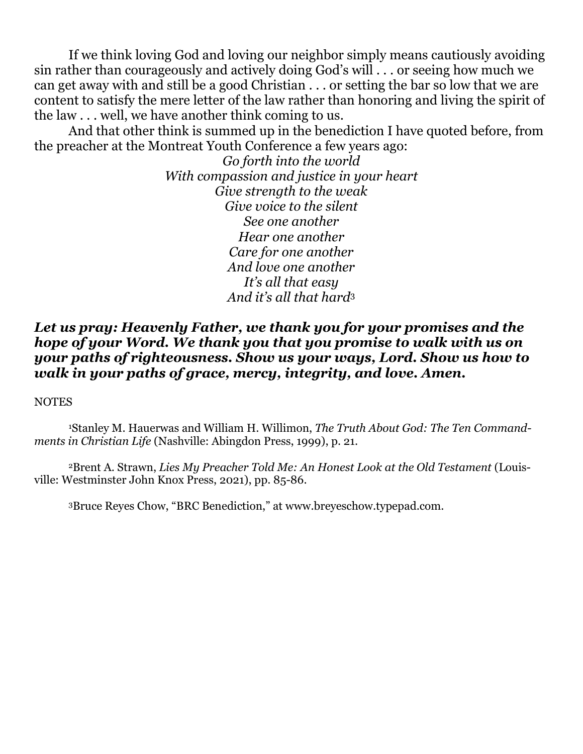If we think loving God and loving our neighbor simply means cautiously avoiding sin rather than courageously and actively doing God's will . . . or seeing how much we can get away with and still be a good Christian . . . or setting the bar so low that we are content to satisfy the mere letter of the law rather than honoring and living the spirit of the law . . . well, we have another think coming to us.

And that other think is summed up in the benediction I have quoted before, from the preacher at the Montreat Youth Conference a few years ago:

*Go forth into the world*
*With compassion and justice in your heart*
*Give strength to the weak*
*Give voice to the silent*
*See one another*
*Hear one another*
*Care for one another*
*And love one another*
*It's all that easy*
*And it's all that hard*[3]

***Let us pray: Heavenly Father, we thank you for your promises and the hope of your Word. We thank you that you promise to walk with us on your paths of righteousness. Show us your ways, Lord. Show us how to walk in your paths of grace, mercy, integrity, and love. Amen.***

NOTES

[1]Stanley M. Hauerwas and William H. Willimon, *The Truth About God: The Ten Commandments in Christian Life* (Nashville: Abingdon Press, 1999), p. 21.

[2]Brent A. Strawn, *Lies My Preacher Told Me: An Honest Look at the Old Testament* (Louisville: Westminster John Knox Press, 2021), pp. 85-86.

[3]Bruce Reyes Chow, "BRC Benediction," at www.breyeschow.typepad.com.